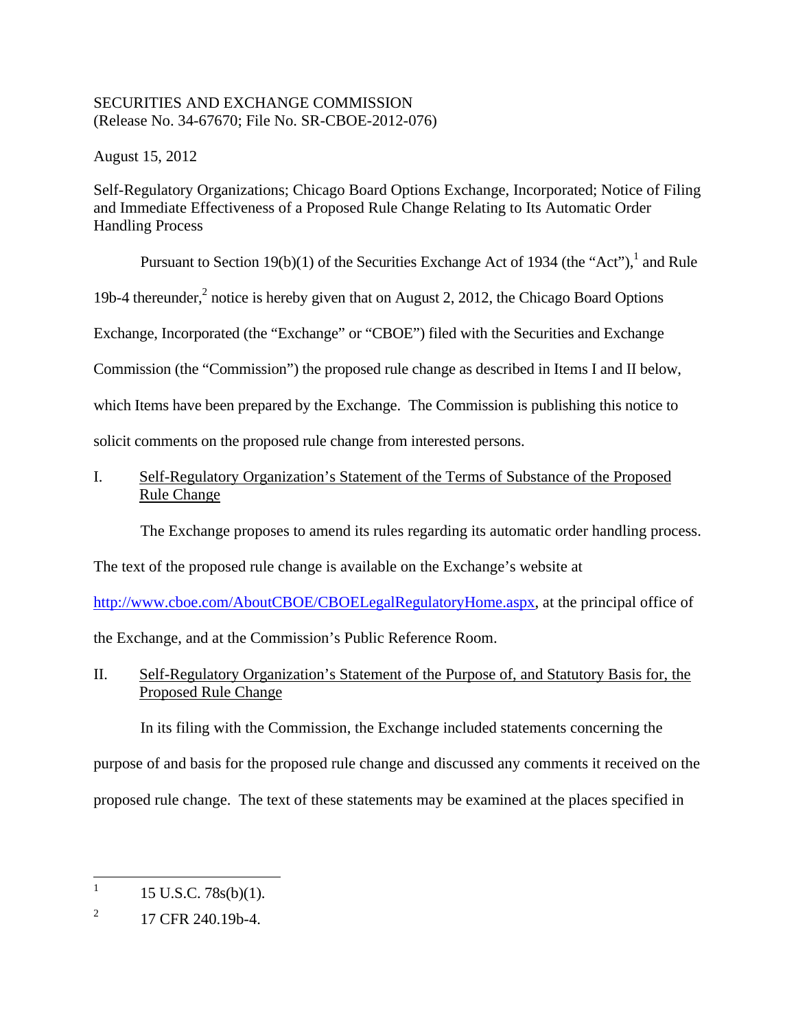SECURITIES AND EXCHANGE COMMISSION
(Release No. 34-67670; File No. SR-CBOE-2012-076)

August 15, 2012

Self-Regulatory Organizations; Chicago Board Options Exchange, Incorporated; Notice of Filing and Immediate Effectiveness of a Proposed Rule Change Relating to Its Automatic Order Handling Process

Pursuant to Section 19(b)(1) of the Securities Exchange Act of 1934 (the "Act"),[1] and Rule 19b-4 thereunder,[2] notice is hereby given that on August 2, 2012, the Chicago Board Options Exchange, Incorporated (the "Exchange" or "CBOE") filed with the Securities and Exchange Commission (the "Commission") the proposed rule change as described in Items I and II below, which Items have been prepared by the Exchange. The Commission is publishing this notice to solicit comments on the proposed rule change from interested persons.

## I. Self-Regulatory Organization's Statement of the Terms of Substance of the Proposed Rule Change

The Exchange proposes to amend its rules regarding its automatic order handling process. The text of the proposed rule change is available on the Exchange's website at http://www.cboe.com/AboutCBOE/CBOELegalRegulatoryHome.aspx, at the principal office of the Exchange, and at the Commission's Public Reference Room.

## II. Self-Regulatory Organization's Statement of the Purpose of, and Statutory Basis for, the Proposed Rule Change

In its filing with the Commission, the Exchange included statements concerning the purpose of and basis for the proposed rule change and discussed any comments it received on the proposed rule change. The text of these statements may be examined at the places specified in

---

[1] 15 U.S.C. 78s(b)(1).

[2] 17 CFR 240.19b-4.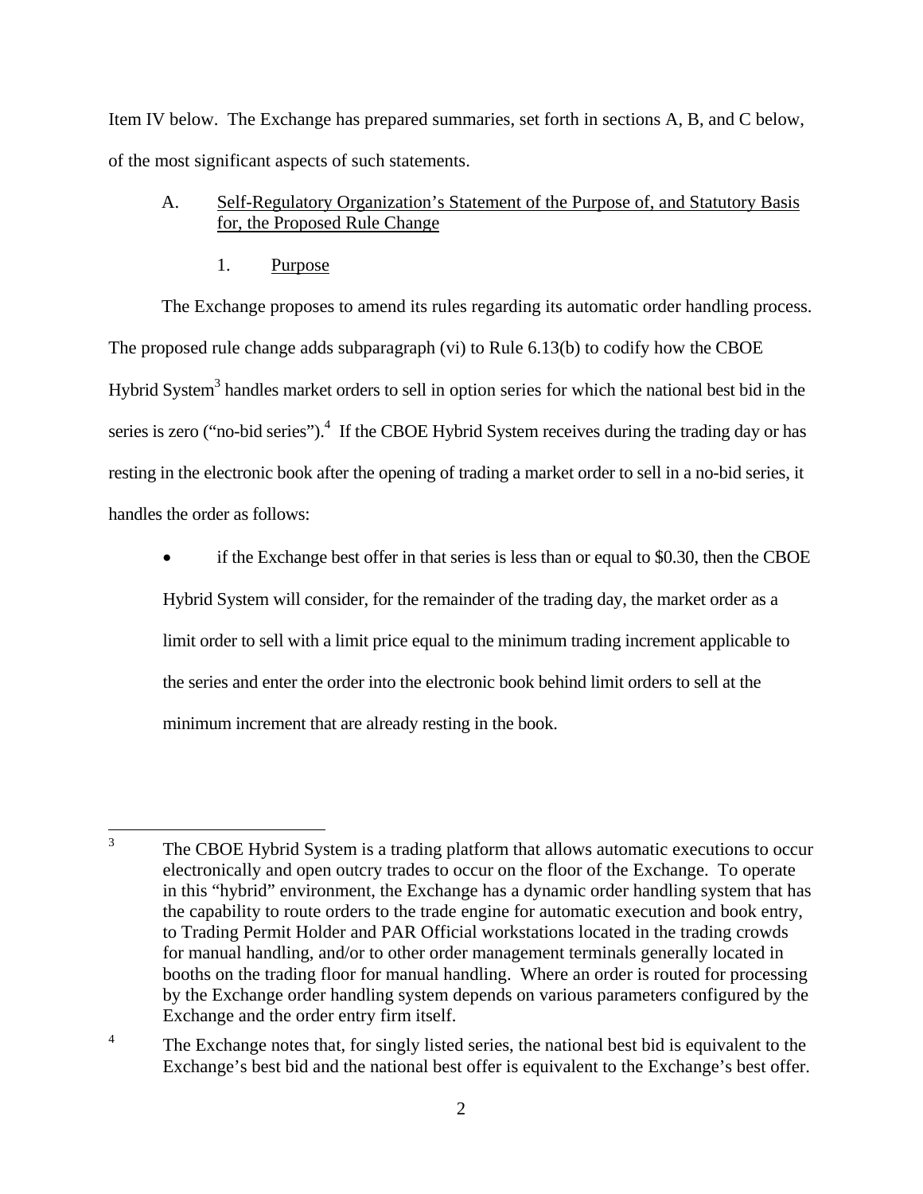Item IV below. The Exchange has prepared summaries, set forth in sections A, B, and C below, of the most significant aspects of such statements.

A. Self-Regulatory Organization's Statement of the Purpose of, and Statutory Basis for, the Proposed Rule Change

1. Purpose

The Exchange proposes to amend its rules regarding its automatic order handling process. The proposed rule change adds subparagraph (vi) to Rule 6.13(b) to codify how the CBOE Hybrid System[3] handles market orders to sell in option series for which the national best bid in the series is zero ("no-bid series").[4] If the CBOE Hybrid System receives during the trading day or has resting in the electronic book after the opening of trading a market order to sell in a no-bid series, it handles the order as follows:

- if the Exchange best offer in that series is less than or equal to $0.30, then the CBOE Hybrid System will consider, for the remainder of the trading day, the market order as a limit order to sell with a limit price equal to the minimum trading increment applicable to the series and enter the order into the electronic book behind limit orders to sell at the minimum increment that are already resting in the book.

---

[3] The CBOE Hybrid System is a trading platform that allows automatic executions to occur electronically and open outcry trades to occur on the floor of the Exchange. To operate in this "hybrid" environment, the Exchange has a dynamic order handling system that has the capability to route orders to the trade engine for automatic execution and book entry, to Trading Permit Holder and PAR Official workstations located in the trading crowds for manual handling, and/or to other order management terminals generally located in booths on the trading floor for manual handling. Where an order is routed for processing by the Exchange order handling system depends on various parameters configured by the Exchange and the order entry firm itself.

[4] The Exchange notes that, for singly listed series, the national best bid is equivalent to the Exchange's best bid and the national best offer is equivalent to the Exchange's best offer.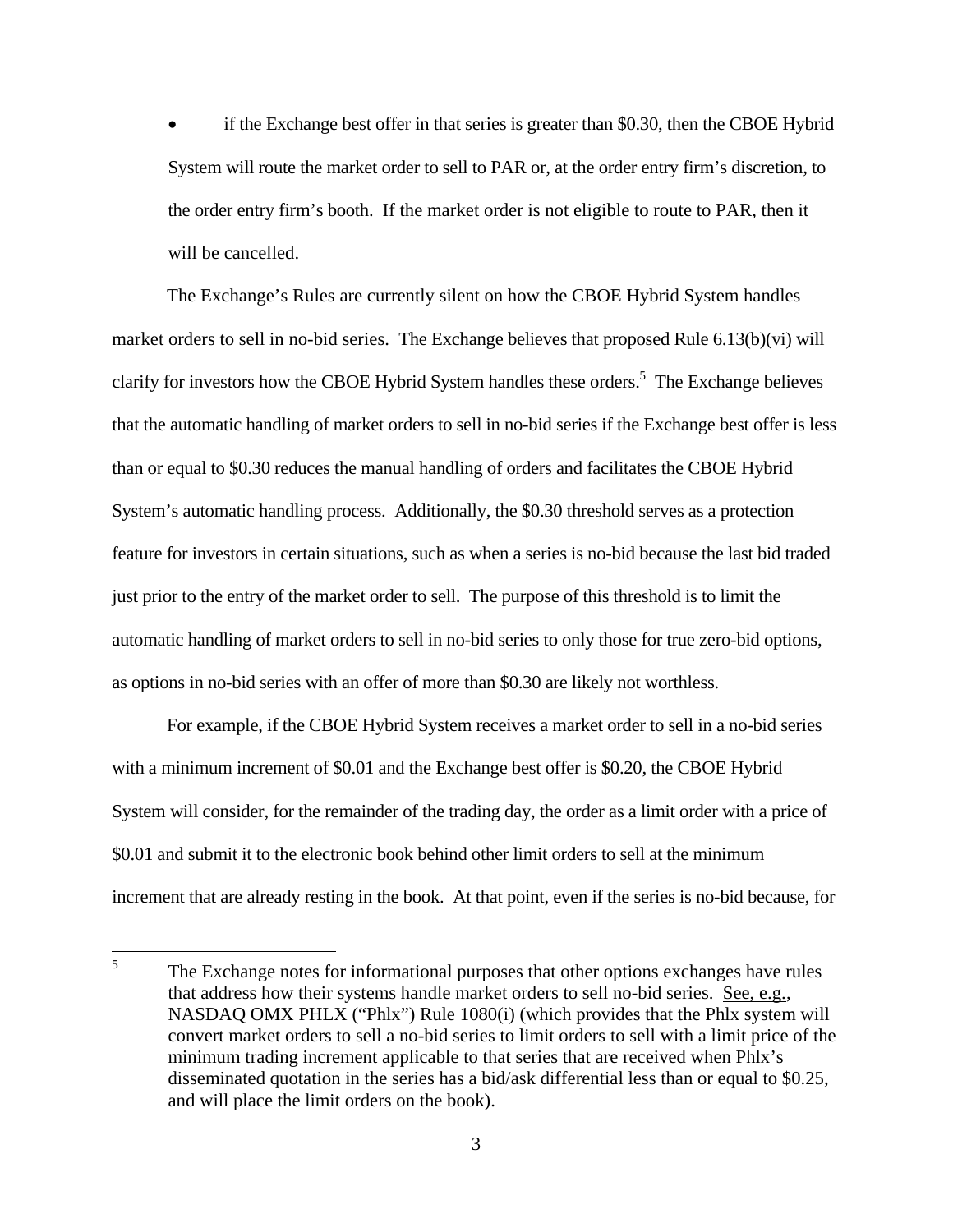- if the Exchange best offer in that series is greater than $0.30, then the CBOE Hybrid System will route the market order to sell to PAR or, at the order entry firm's discretion, to the order entry firm's booth. If the market order is not eligible to route to PAR, then it will be cancelled.

The Exchange's Rules are currently silent on how the CBOE Hybrid System handles market orders to sell in no-bid series. The Exchange believes that proposed Rule 6.13(b)(vi) will clarify for investors how the CBOE Hybrid System handles these orders.[5] The Exchange believes that the automatic handling of market orders to sell in no-bid series if the Exchange best offer is less than or equal to $0.30 reduces the manual handling of orders and facilitates the CBOE Hybrid System's automatic handling process. Additionally, the $0.30 threshold serves as a protection feature for investors in certain situations, such as when a series is no-bid because the last bid traded just prior to the entry of the market order to sell. The purpose of this threshold is to limit the automatic handling of market orders to sell in no-bid series to only those for true zero-bid options, as options in no-bid series with an offer of more than $0.30 are likely not worthless.

For example, if the CBOE Hybrid System receives a market order to sell in a no-bid series with a minimum increment of $0.01 and the Exchange best offer is $0.20, the CBOE Hybrid System will consider, for the remainder of the trading day, the order as a limit order with a price of $0.01 and submit it to the electronic book behind other limit orders to sell at the minimum increment that are already resting in the book. At that point, even if the series is no-bid because, for

---

[5] The Exchange notes for informational purposes that other options exchanges have rules that address how their systems handle market orders to sell no-bid series. See, e.g., NASDAQ OMX PHLX ("Phlx") Rule 1080(i) (which provides that the Phlx system will convert market orders to sell a no-bid series to limit orders to sell with a limit price of the minimum trading increment applicable to that series that are received when Phlx's disseminated quotation in the series has a bid/ask differential less than or equal to $0.25, and will place the limit orders on the book).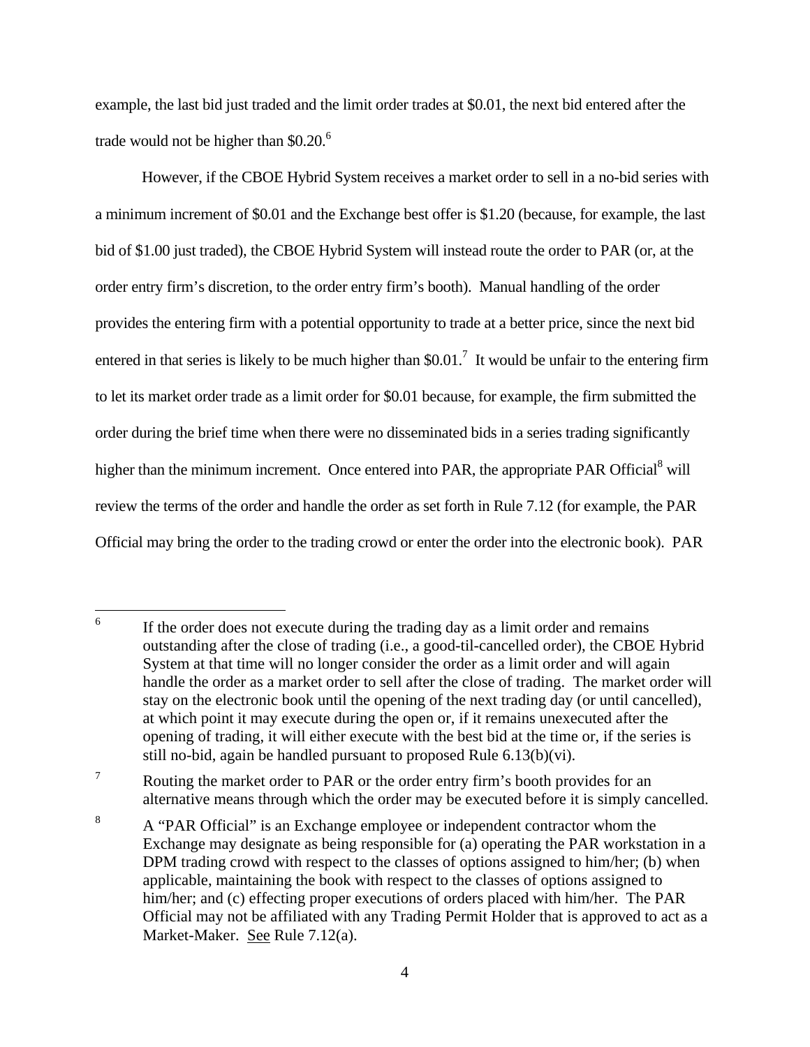example, the last bid just traded and the limit order trades at $0.01, the next bid entered after the trade would not be higher than $0.20.[6]

However, if the CBOE Hybrid System receives a market order to sell in a no-bid series with a minimum increment of $0.01 and the Exchange best offer is $1.20 (because, for example, the last bid of $1.00 just traded), the CBOE Hybrid System will instead route the order to PAR (or, at the order entry firm's discretion, to the order entry firm's booth). Manual handling of the order provides the entering firm with a potential opportunity to trade at a better price, since the next bid entered in that series is likely to be much higher than $0.01.[7] It would be unfair to the entering firm to let its market order trade as a limit order for $0.01 because, for example, the firm submitted the order during the brief time when there were no disseminated bids in a series trading significantly higher than the minimum increment. Once entered into PAR, the appropriate PAR Official[8] will review the terms of the order and handle the order as set forth in Rule 7.12 (for example, the PAR Official may bring the order to the trading crowd or enter the order into the electronic book). PAR

---

[6] If the order does not execute during the trading day as a limit order and remains outstanding after the close of trading (i.e., a good-til-cancelled order), the CBOE Hybrid System at that time will no longer consider the order as a limit order and will again handle the order as a market order to sell after the close of trading. The market order will stay on the electronic book until the opening of the next trading day (or until cancelled), at which point it may execute during the open or, if it remains unexecuted after the opening of trading, it will either execute with the best bid at the time or, if the series is still no-bid, again be handled pursuant to proposed Rule 6.13(b)(vi).

[7] Routing the market order to PAR or the order entry firm's booth provides for an alternative means through which the order may be executed before it is simply cancelled.

[8] A "PAR Official" is an Exchange employee or independent contractor whom the Exchange may designate as being responsible for (a) operating the PAR workstation in a DPM trading crowd with respect to the classes of options assigned to him/her; (b) when applicable, maintaining the book with respect to the classes of options assigned to him/her; and (c) effecting proper executions of orders placed with him/her. The PAR Official may not be affiliated with any Trading Permit Holder that is approved to act as a Market-Maker. See Rule 7.12(a).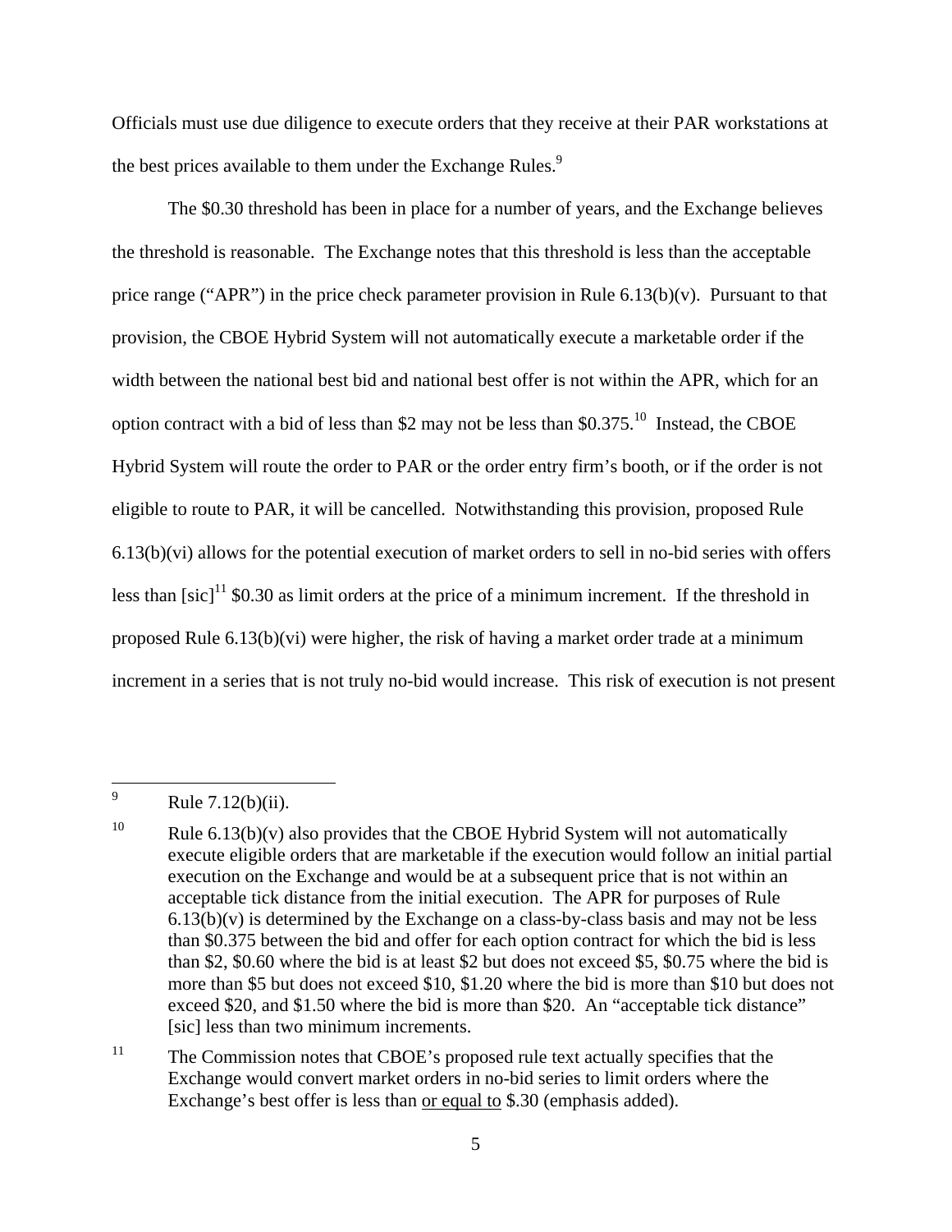Officials must use due diligence to execute orders that they receive at their PAR workstations at the best prices available to them under the Exchange Rules.[9]

The $0.30 threshold has been in place for a number of years, and the Exchange believes the threshold is reasonable. The Exchange notes that this threshold is less than the acceptable price range ("APR") in the price check parameter provision in Rule 6.13(b)(v). Pursuant to that provision, the CBOE Hybrid System will not automatically execute a marketable order if the width between the national best bid and national best offer is not within the APR, which for an option contract with a bid of less than $2 may not be less than $0.375.[10] Instead, the CBOE Hybrid System will route the order to PAR or the order entry firm's booth, or if the order is not eligible to route to PAR, it will be cancelled. Notwithstanding this provision, proposed Rule 6.13(b)(vi) allows for the potential execution of market orders to sell in no-bid series with offers less than [sic][11] $0.30 as limit orders at the price of a minimum increment. If the threshold in proposed Rule 6.13(b)(vi) were higher, the risk of having a market order trade at a minimum increment in a series that is not truly no-bid would increase. This risk of execution is not present

---

[9] Rule 7.12(b)(ii).

[10] Rule 6.13(b)(v) also provides that the CBOE Hybrid System will not automatically execute eligible orders that are marketable if the execution would follow an initial partial execution on the Exchange and would be at a subsequent price that is not within an acceptable tick distance from the initial execution. The APR for purposes of Rule 6.13(b)(v) is determined by the Exchange on a class-by-class basis and may not be less than $0.375 between the bid and offer for each option contract for which the bid is less than $2, $0.60 where the bid is at least $2 but does not exceed $5, $0.75 where the bid is more than $5 but does not exceed $10, $1.20 where the bid is more than $10 but does not exceed $20, and $1.50 where the bid is more than $20. An "acceptable tick distance" [sic] less than two minimum increments.

[11] The Commission notes that CBOE's proposed rule text actually specifies that the Exchange would convert market orders in no-bid series to limit orders where the Exchange's best offer is less than <u>or equal to</u> $.30 (emphasis added).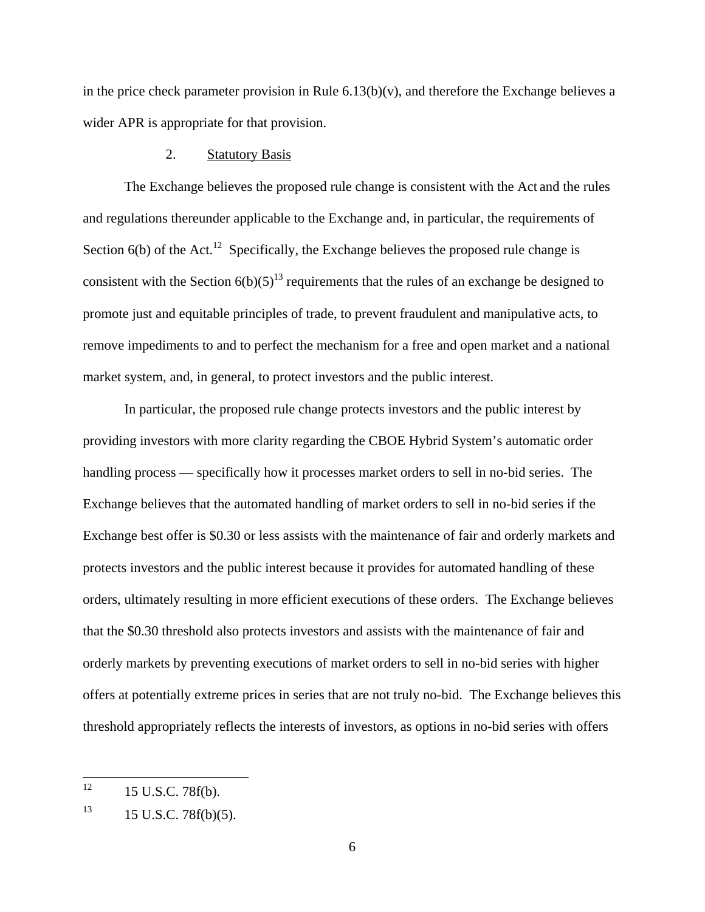in the price check parameter provision in Rule 6.13(b)(v), and therefore the Exchange believes a wider APR is appropriate for that provision.

2. Statutory Basis

The Exchange believes the proposed rule change is consistent with the Act and the rules and regulations thereunder applicable to the Exchange and, in particular, the requirements of Section 6(b) of the Act.[12] Specifically, the Exchange believes the proposed rule change is consistent with the Section 6(b)(5)[13] requirements that the rules of an exchange be designed to promote just and equitable principles of trade, to prevent fraudulent and manipulative acts, to remove impediments to and to perfect the mechanism for a free and open market and a national market system, and, in general, to protect investors and the public interest.

In particular, the proposed rule change protects investors and the public interest by providing investors with more clarity regarding the CBOE Hybrid System's automatic order handling process — specifically how it processes market orders to sell in no-bid series. The Exchange believes that the automated handling of market orders to sell in no-bid series if the Exchange best offer is $0.30 or less assists with the maintenance of fair and orderly markets and protects investors and the public interest because it provides for automated handling of these orders, ultimately resulting in more efficient executions of these orders. The Exchange believes that the $0.30 threshold also protects investors and assists with the maintenance of fair and orderly markets by preventing executions of market orders to sell in no-bid series with higher offers at potentially extreme prices in series that are not truly no-bid. The Exchange believes this threshold appropriately reflects the interests of investors, as options in no-bid series with offers

[12] 15 U.S.C. 78f(b).

[13] 15 U.S.C. 78f(b)(5).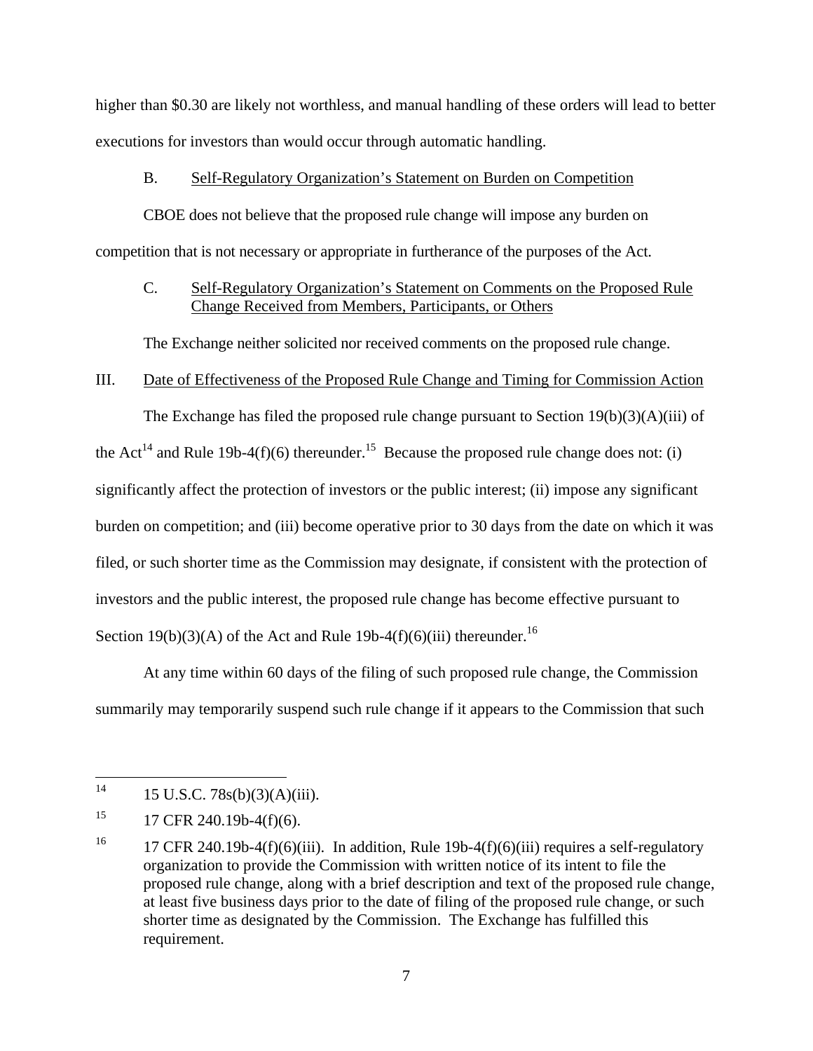higher than $0.30 are likely not worthless, and manual handling of these orders will lead to better executions for investors than would occur through automatic handling.

B. Self-Regulatory Organization's Statement on Burden on Competition

CBOE does not believe that the proposed rule change will impose any burden on competition that is not necessary or appropriate in furtherance of the purposes of the Act.

C. Self-Regulatory Organization's Statement on Comments on the Proposed Rule Change Received from Members, Participants, or Others

The Exchange neither solicited nor received comments on the proposed rule change.

III. Date of Effectiveness of the Proposed Rule Change and Timing for Commission Action

The Exchange has filed the proposed rule change pursuant to Section 19(b)(3)(A)(iii) of the Act[14] and Rule 19b-4(f)(6) thereunder.[15] Because the proposed rule change does not: (i) significantly affect the protection of investors or the public interest; (ii) impose any significant burden on competition; and (iii) become operative prior to 30 days from the date on which it was filed, or such shorter time as the Commission may designate, if consistent with the protection of investors and the public interest, the proposed rule change has become effective pursuant to Section 19(b)(3)(A) of the Act and Rule 19b-4(f)(6)(iii) thereunder.[16]

At any time within 60 days of the filing of such proposed rule change, the Commission summarily may temporarily suspend such rule change if it appears to the Commission that such

---

[14] 15 U.S.C. 78s(b)(3)(A)(iii).

[15] 17 CFR 240.19b-4(f)(6).

[16] 17 CFR 240.19b-4(f)(6)(iii). In addition, Rule 19b-4(f)(6)(iii) requires a self-regulatory organization to provide the Commission with written notice of its intent to file the proposed rule change, along with a brief description and text of the proposed rule change, at least five business days prior to the date of filing of the proposed rule change, or such shorter time as designated by the Commission. The Exchange has fulfilled this requirement.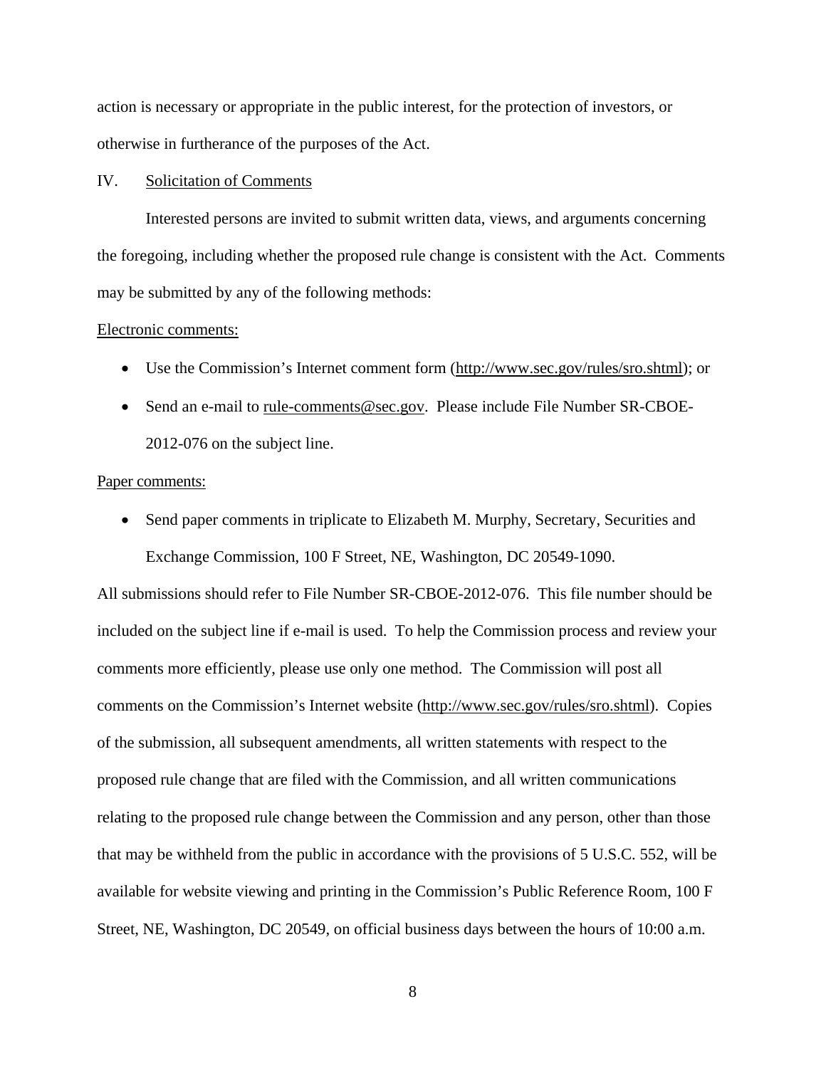action is necessary or appropriate in the public interest, for the protection of investors, or otherwise in furtherance of the purposes of the Act.

## IV. Solicitation of Comments

Interested persons are invited to submit written data, views, and arguments concerning the foregoing, including whether the proposed rule change is consistent with the Act. Comments may be submitted by any of the following methods:

Electronic comments:

- Use the Commission's Internet comment form (http://www.sec.gov/rules/sro.shtml); or
- Send an e-mail to rule-comments@sec.gov. Please include File Number SR-CBOE-2012-076 on the subject line.

Paper comments:

- Send paper comments in triplicate to Elizabeth M. Murphy, Secretary, Securities and Exchange Commission, 100 F Street, NE, Washington, DC 20549-1090.

All submissions should refer to File Number SR-CBOE-2012-076. This file number should be included on the subject line if e-mail is used. To help the Commission process and review your comments more efficiently, please use only one method. The Commission will post all comments on the Commission's Internet website (http://www.sec.gov/rules/sro.shtml). Copies of the submission, all subsequent amendments, all written statements with respect to the proposed rule change that are filed with the Commission, and all written communications relating to the proposed rule change between the Commission and any person, other than those that may be withheld from the public in accordance with the provisions of 5 U.S.C. 552, will be available for website viewing and printing in the Commission's Public Reference Room, 100 F Street, NE, Washington, DC 20549, on official business days between the hours of 10:00 a.m.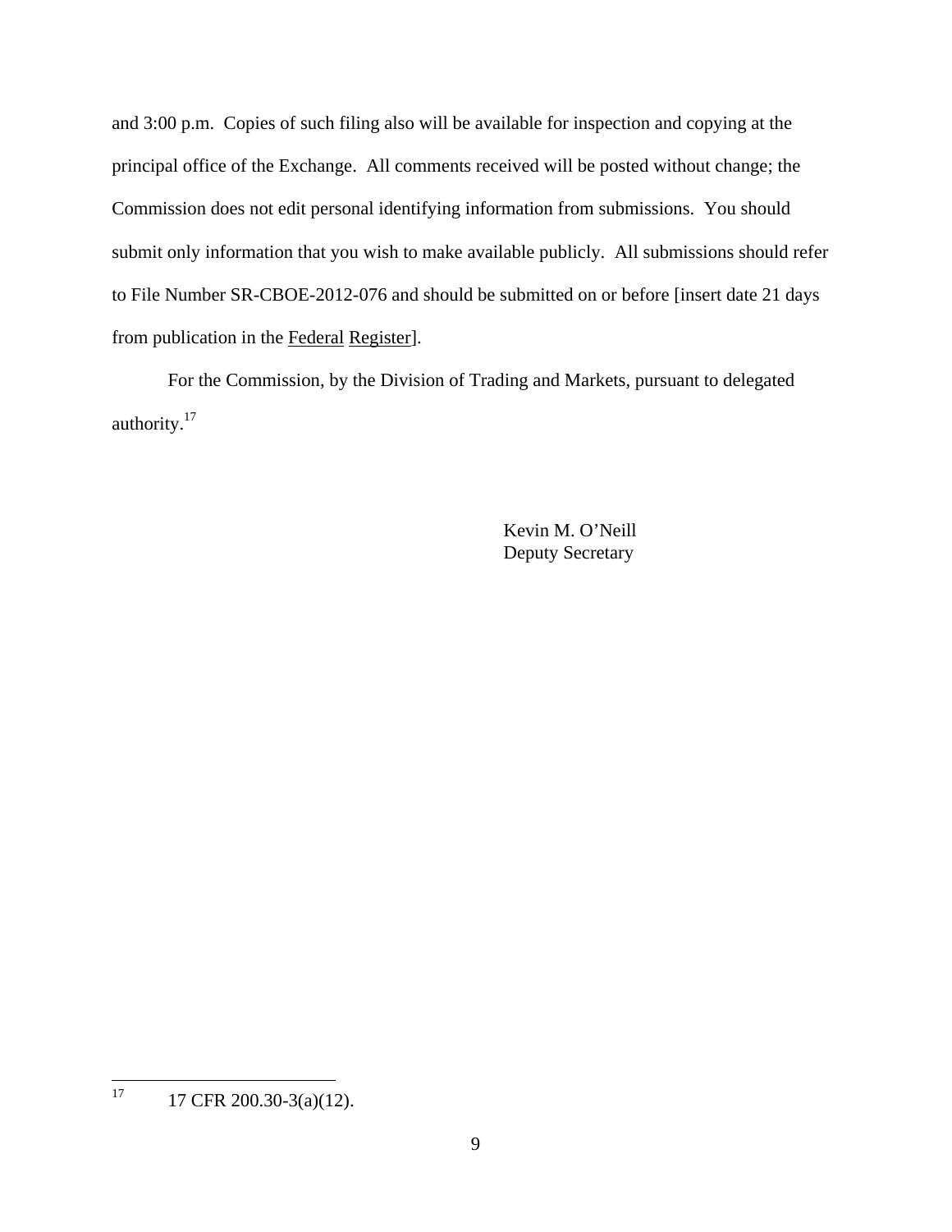and 3:00 p.m. Copies of such filing also will be available for inspection and copying at the principal office of the Exchange. All comments received will be posted without change; the Commission does not edit personal identifying information from submissions. You should submit only information that you wish to make available publicly. All submissions should refer to File Number SR-CBOE-2012-076 and should be submitted on or before [insert date 21 days from publication in the Federal Register].

For the Commission, by the Division of Trading and Markets, pursuant to delegated authority.[17]

Kevin M. O'Neill
Deputy Secretary

---

[17] 17 CFR 200.30-3(a)(12).